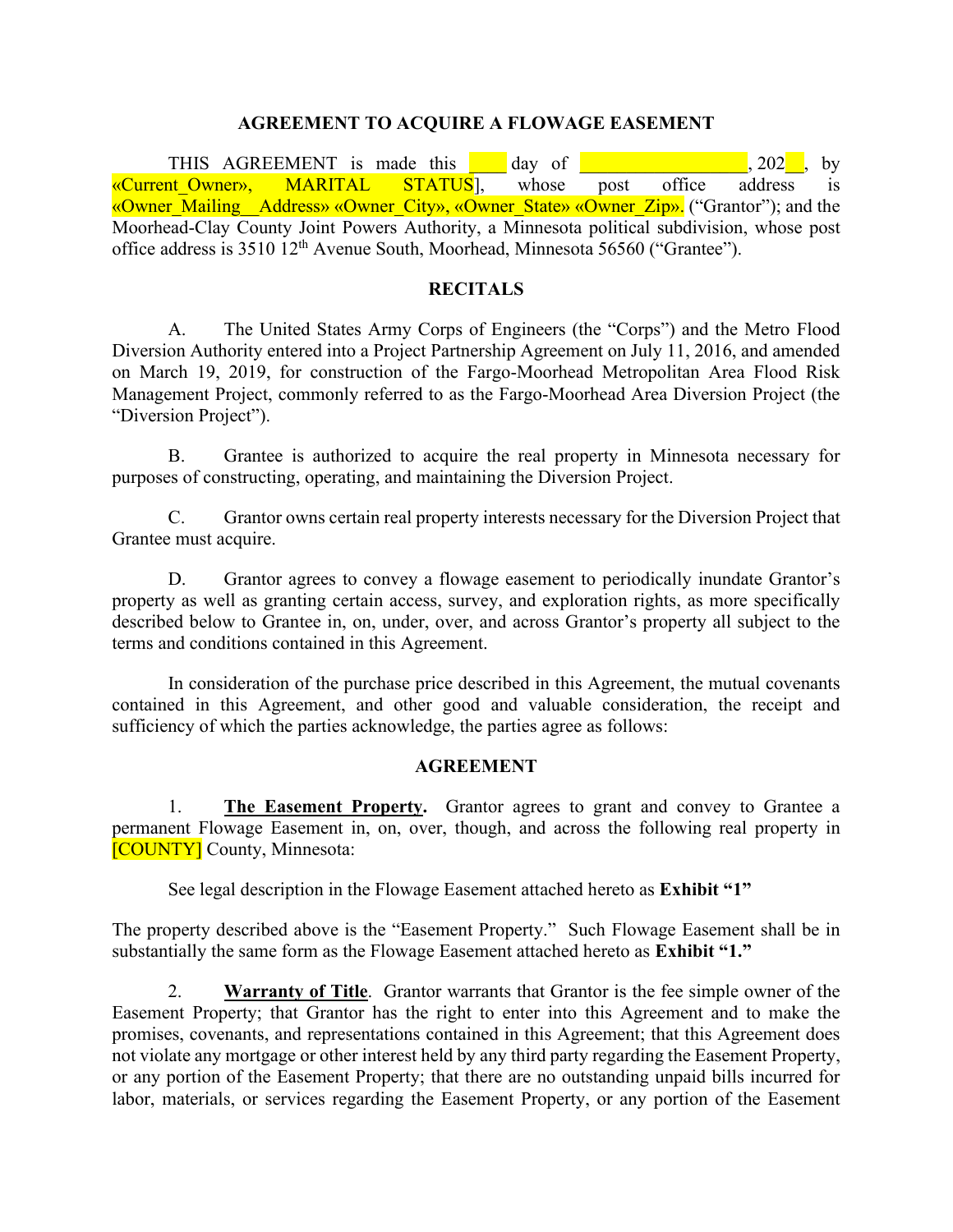# AGREEMENT TO ACQUIRE A FLOWAGE EASEMENT

THIS AGREEMENT is made this ____ day of __________________, 202__, by «Current_Owner», MARITAL STATUS], whose post office address is «Owner_Mailing__Address» «Owner_City», «Owner_State» «Owner_Zip». ("Grantor"); and the Moorhead-Clay County Joint Powers Authority, a Minnesota political subdivision, whose post office address is 3510 12th Avenue South, Moorhead, Minnesota 56560 ("Grantee").

## RECITALS

A. The United States Army Corps of Engineers (the "Corps") and the Metro Flood Diversion Authority entered into a Project Partnership Agreement on July 11, 2016, and amended on March 19, 2019, for construction of the Fargo-Moorhead Metropolitan Area Flood Risk Management Project, commonly referred to as the Fargo-Moorhead Area Diversion Project (the "Diversion Project").

B. Grantee is authorized to acquire the real property in Minnesota necessary for purposes of constructing, operating, and maintaining the Diversion Project.

C. Grantor owns certain real property interests necessary for the Diversion Project that Grantee must acquire.

D. Grantor agrees to convey a flowage easement to periodically inundate Grantor's property as well as granting certain access, survey, and exploration rights, as more specifically described below to Grantee in, on, under, over, and across Grantor's property all subject to the terms and conditions contained in this Agreement.

In consideration of the purchase price described in this Agreement, the mutual covenants contained in this Agreement, and other good and valuable consideration, the receipt and sufficiency of which the parties acknowledge, the parties agree as follows:

## AGREEMENT

1. **The Easement Property.** Grantor agrees to grant and convey to Grantee a permanent Flowage Easement in, on, over, though, and across the following real property in [COUNTY] County, Minnesota:

See legal description in the Flowage Easement attached hereto as **Exhibit "1"**

The property described above is the "Easement Property." Such Flowage Easement shall be in substantially the same form as the Flowage Easement attached hereto as **Exhibit "1."**

2. **Warranty of Title**. Grantor warrants that Grantor is the fee simple owner of the Easement Property; that Grantor has the right to enter into this Agreement and to make the promises, covenants, and representations contained in this Agreement; that this Agreement does not violate any mortgage or other interest held by any third party regarding the Easement Property, or any portion of the Easement Property; that there are no outstanding unpaid bills incurred for labor, materials, or services regarding the Easement Property, or any portion of the Easement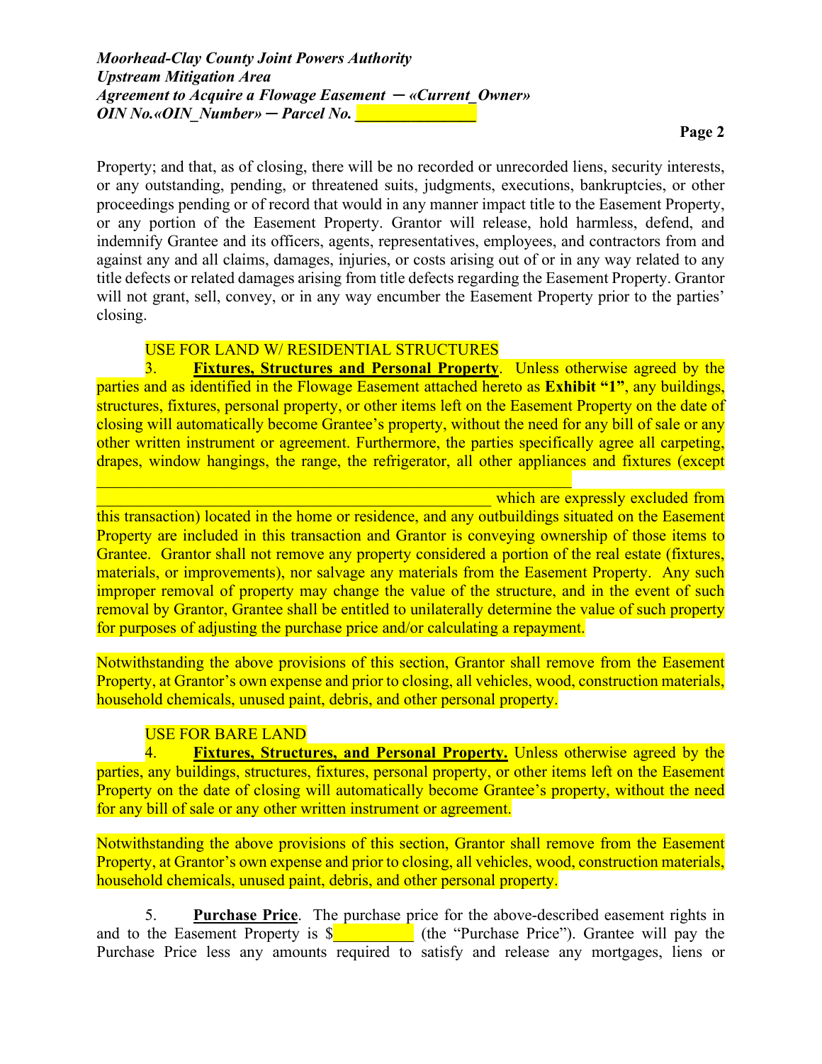Property; and that, as of closing, there will be no recorded or unrecorded liens, security interests, or any outstanding, pending, or threatened suits, judgments, executions, bankruptcies, or other proceedings pending or of record that would in any manner impact title to the Easement Property, or any portion of the Easement Property. Grantor will release, hold harmless, defend, and indemnify Grantee and its officers, agents, representatives, employees, and contractors from and against any and all claims, damages, injuries, or costs arising out of or in any way related to any title defects or related damages arising from title defects regarding the Easement Property. Grantor will not grant, sell, convey, or in any way encumber the Easement Property prior to the parties' closing.

USE FOR LAND W/ RESIDENTIAL STRUCTURES

3. **Fixtures, Structures and Personal Property**. Unless otherwise agreed by the parties and as identified in the Flowage Easement attached hereto as **Exhibit "1"**, any buildings, structures, fixtures, personal property, or other items left on the Easement Property on the date of closing will automatically become Grantee's property, without the need for any bill of sale or any other written instrument or agreement. Furthermore, the parties specifically agree all carpeting, drapes, window hangings, the range, the refrigerator, all other appliances and fixtures (except ______________________________________________________________ ______________________________________________________ which are expressly excluded from this transaction) located in the home or residence, and any outbuildings situated on the Easement Property are included in this transaction and Grantor is conveying ownership of those items to Grantee. Grantor shall not remove any property considered a portion of the real estate (fixtures, materials, or improvements), nor salvage any materials from the Easement Property. Any such improper removal of property may change the value of the structure, and in the event of such removal by Grantor, Grantee shall be entitled to unilaterally determine the value of such property for purposes of adjusting the purchase price and/or calculating a repayment.

Notwithstanding the above provisions of this section, Grantor shall remove from the Easement Property, at Grantor's own expense and prior to closing, all vehicles, wood, construction materials, household chemicals, unused paint, debris, and other personal property.

USE FOR BARE LAND

4. **Fixtures, Structures, and Personal Property.** Unless otherwise agreed by the parties, any buildings, structures, fixtures, personal property, or other items left on the Easement Property on the date of closing will automatically become Grantee's property, without the need for any bill of sale or any other written instrument or agreement.

Notwithstanding the above provisions of this section, Grantor shall remove from the Easement Property, at Grantor's own expense and prior to closing, all vehicles, wood, construction materials, household chemicals, unused paint, debris, and other personal property.

5. **Purchase Price**. The purchase price for the above-described easement rights in and to the Easement Property is $__________ (the "Purchase Price"). Grantee will pay the Purchase Price less any amounts required to satisfy and release any mortgages, liens or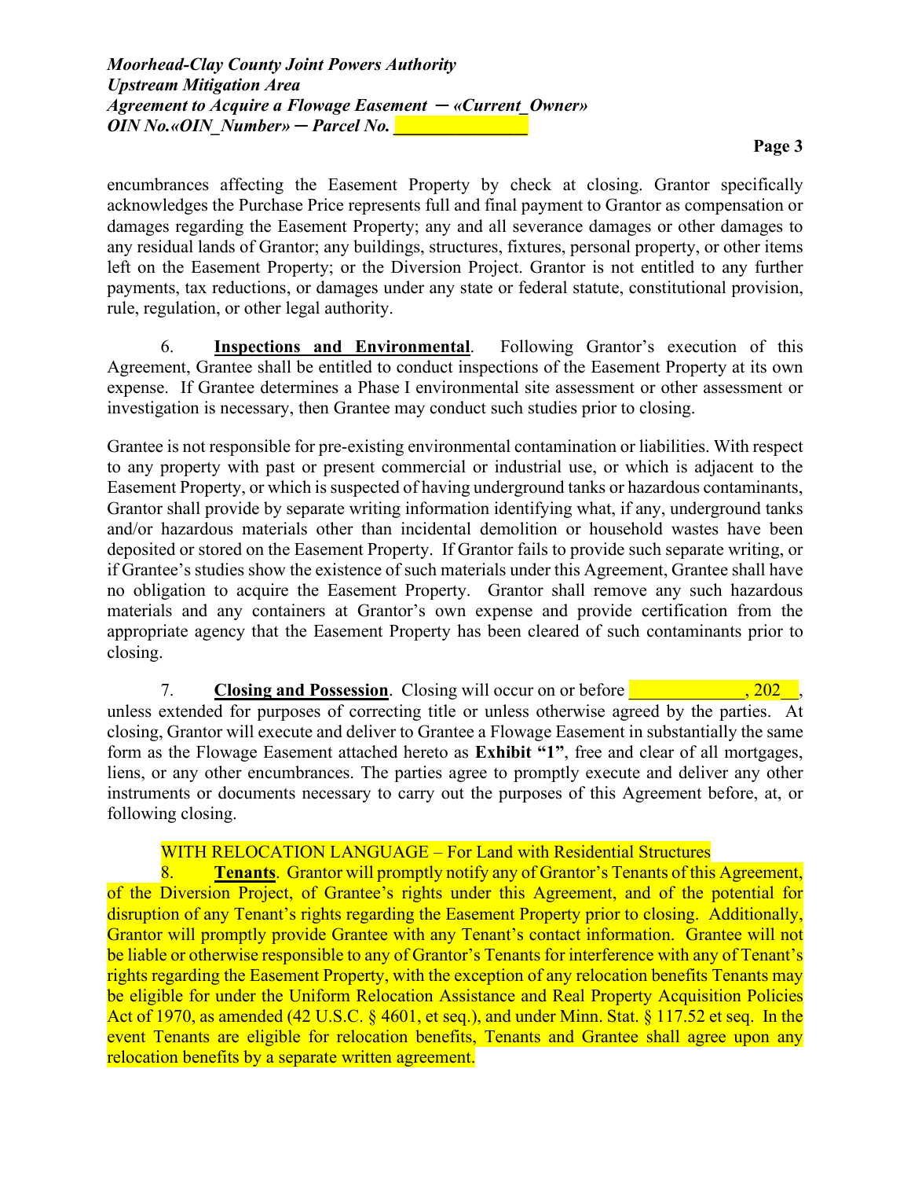encumbrances affecting the Easement Property by check at closing. Grantor specifically acknowledges the Purchase Price represents full and final payment to Grantor as compensation or damages regarding the Easement Property; any and all severance damages or other damages to any residual lands of Grantor; any buildings, structures, fixtures, personal property, or other items left on the Easement Property; or the Diversion Project. Grantor is not entitled to any further payments, tax reductions, or damages under any state or federal statute, constitutional provision, rule, regulation, or other legal authority.

6. **Inspections and Environmental**. Following Grantor's execution of this Agreement, Grantee shall be entitled to conduct inspections of the Easement Property at its own expense. If Grantee determines a Phase I environmental site assessment or other assessment or investigation is necessary, then Grantee may conduct such studies prior to closing.

Grantee is not responsible for pre-existing environmental contamination or liabilities. With respect to any property with past or present commercial or industrial use, or which is adjacent to the Easement Property, or which is suspected of having underground tanks or hazardous contaminants, Grantor shall provide by separate writing information identifying what, if any, underground tanks and/or hazardous materials other than incidental demolition or household wastes have been deposited or stored on the Easement Property. If Grantor fails to provide such separate writing, or if Grantee's studies show the existence of such materials under this Agreement, Grantee shall have no obligation to acquire the Easement Property. Grantor shall remove any such hazardous materials and any containers at Grantor's own expense and provide certification from the appropriate agency that the Easement Property has been cleared of such contaminants prior to closing.

7. **Closing and Possession**. Closing will occur on or before _____________, 202__, unless extended for purposes of correcting title or unless otherwise agreed by the parties. At closing, Grantor will execute and deliver to Grantee a Flowage Easement in substantially the same form as the Flowage Easement attached hereto as **Exhibit "1"**, free and clear of all mortgages, liens, or any other encumbrances. The parties agree to promptly execute and deliver any other instruments or documents necessary to carry out the purposes of this Agreement before, at, or following closing.

WITH RELOCATION LANGUAGE – For Land with Residential Structures

8. **Tenants**. Grantor will promptly notify any of Grantor's Tenants of this Agreement, of the Diversion Project, of Grantee's rights under this Agreement, and of the potential for disruption of any Tenant's rights regarding the Easement Property prior to closing. Additionally, Grantor will promptly provide Grantee with any Tenant's contact information. Grantee will not be liable or otherwise responsible to any of Grantor's Tenants for interference with any of Tenant's rights regarding the Easement Property, with the exception of any relocation benefits Tenants may be eligible for under the Uniform Relocation Assistance and Real Property Acquisition Policies Act of 1970, as amended (42 U.S.C. § 4601, et seq.), and under Minn. Stat. § 117.52 et seq. In the event Tenants are eligible for relocation benefits, Tenants and Grantee shall agree upon any relocation benefits by a separate written agreement.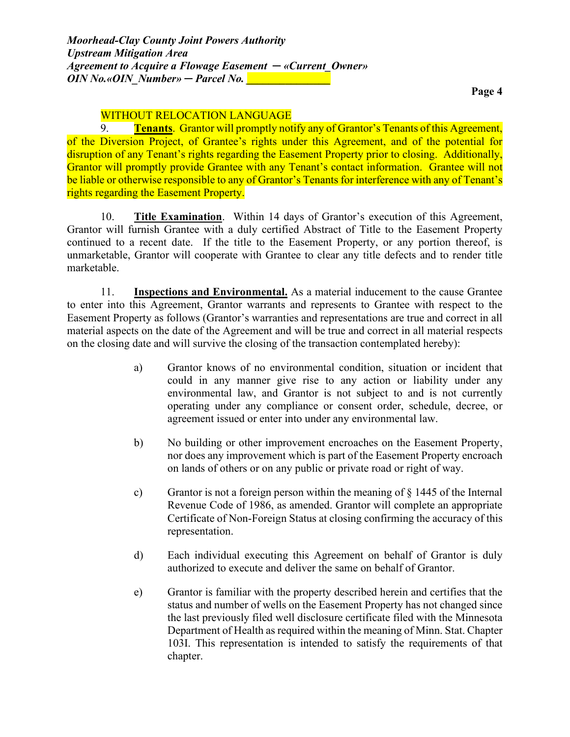WITHOUT RELOCATION LANGUAGE

9. **Tenants**. Grantor will promptly notify any of Grantor's Tenants of this Agreement, of the Diversion Project, of Grantee's rights under this Agreement, and of the potential for disruption of any Tenant's rights regarding the Easement Property prior to closing. Additionally, Grantor will promptly provide Grantee with any Tenant's contact information. Grantee will not be liable or otherwise responsible to any of Grantor's Tenants for interference with any of Tenant's rights regarding the Easement Property.

10. **Title Examination**. Within 14 days of Grantor's execution of this Agreement, Grantor will furnish Grantee with a duly certified Abstract of Title to the Easement Property continued to a recent date. If the title to the Easement Property, or any portion thereof, is unmarketable, Grantor will cooperate with Grantee to clear any title defects and to render title marketable.

11. **Inspections and Environmental.** As a material inducement to the cause Grantee to enter into this Agreement, Grantor warrants and represents to Grantee with respect to the Easement Property as follows (Grantor's warranties and representations are true and correct in all material aspects on the date of the Agreement and will be true and correct in all material respects on the closing date and will survive the closing of the transaction contemplated hereby):

a) Grantor knows of no environmental condition, situation or incident that could in any manner give rise to any action or liability under any environmental law, and Grantor is not subject to and is not currently operating under any compliance or consent order, schedule, decree, or agreement issued or enter into under any environmental law.

b) No building or other improvement encroaches on the Easement Property, nor does any improvement which is part of the Easement Property encroach on lands of others or on any public or private road or right of way.

c) Grantor is not a foreign person within the meaning of § 1445 of the Internal Revenue Code of 1986, as amended. Grantor will complete an appropriate Certificate of Non-Foreign Status at closing confirming the accuracy of this representation.

d) Each individual executing this Agreement on behalf of Grantor is duly authorized to execute and deliver the same on behalf of Grantor.

e) Grantor is familiar with the property described herein and certifies that the status and number of wells on the Easement Property has not changed since the last previously filed well disclosure certificate filed with the Minnesota Department of Health as required within the meaning of Minn. Stat. Chapter 103I. This representation is intended to satisfy the requirements of that chapter.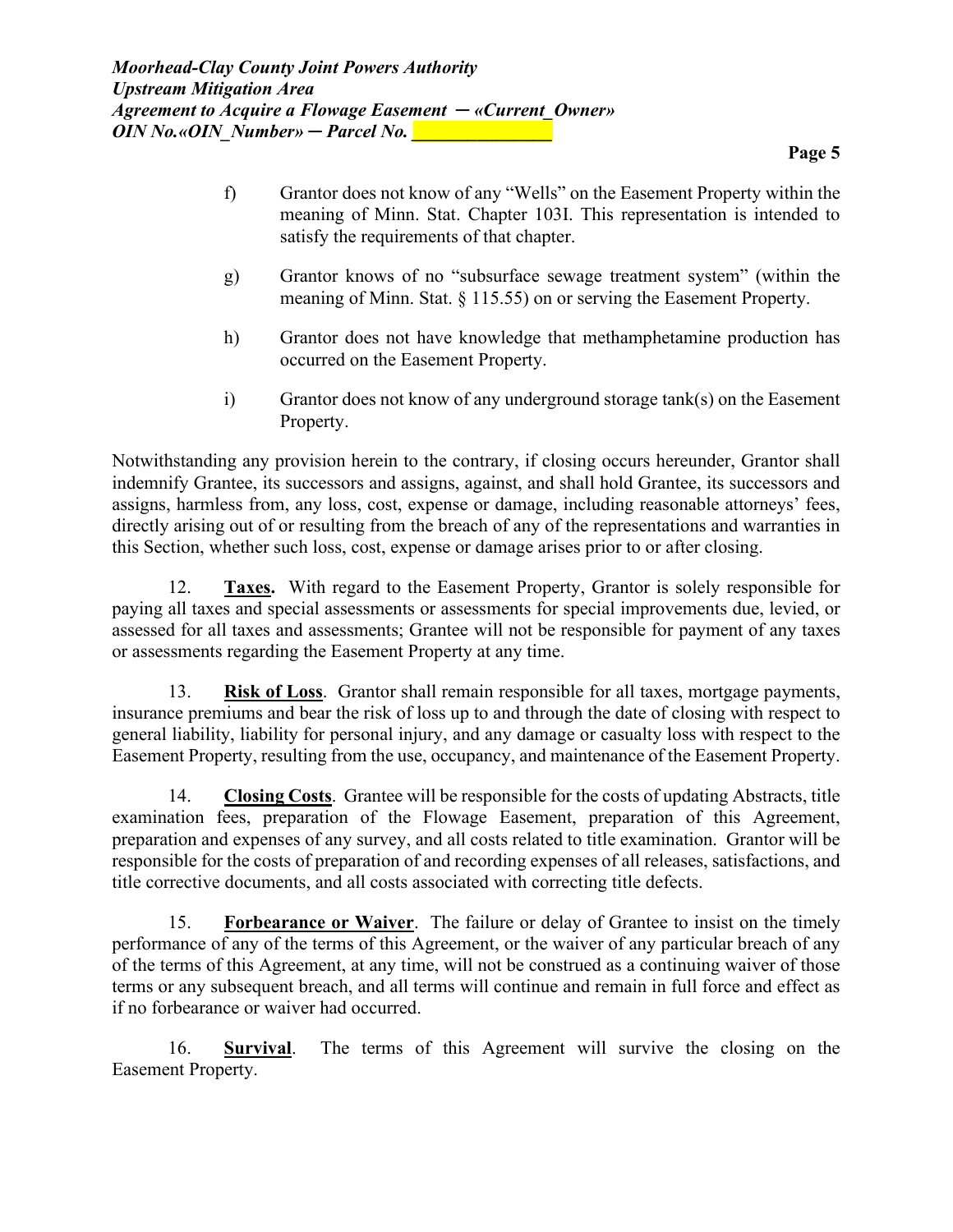f) Grantor does not know of any "Wells" on the Easement Property within the meaning of Minn. Stat. Chapter 103I. This representation is intended to satisfy the requirements of that chapter.

g) Grantor knows of no "subsurface sewage treatment system" (within the meaning of Minn. Stat. § 115.55) on or serving the Easement Property.

h) Grantor does not have knowledge that methamphetamine production has occurred on the Easement Property.

i) Grantor does not know of any underground storage tank(s) on the Easement Property.

Notwithstanding any provision herein to the contrary, if closing occurs hereunder, Grantor shall indemnify Grantee, its successors and assigns, against, and shall hold Grantee, its successors and assigns, harmless from, any loss, cost, expense or damage, including reasonable attorneys' fees, directly arising out of or resulting from the breach of any of the representations and warranties in this Section, whether such loss, cost, expense or damage arises prior to or after closing.

12. **Taxes.** With regard to the Easement Property, Grantor is solely responsible for paying all taxes and special assessments or assessments for special improvements due, levied, or assessed for all taxes and assessments; Grantee will not be responsible for payment of any taxes or assessments regarding the Easement Property at any time.

13. **Risk of Loss**. Grantor shall remain responsible for all taxes, mortgage payments, insurance premiums and bear the risk of loss up to and through the date of closing with respect to general liability, liability for personal injury, and any damage or casualty loss with respect to the Easement Property, resulting from the use, occupancy, and maintenance of the Easement Property.

14. **Closing Costs**. Grantee will be responsible for the costs of updating Abstracts, title examination fees, preparation of the Flowage Easement, preparation of this Agreement, preparation and expenses of any survey, and all costs related to title examination. Grantor will be responsible for the costs of preparation of and recording expenses of all releases, satisfactions, and title corrective documents, and all costs associated with correcting title defects.

15. **Forbearance or Waiver**. The failure or delay of Grantee to insist on the timely performance of any of the terms of this Agreement, or the waiver of any particular breach of any of the terms of this Agreement, at any time, will not be construed as a continuing waiver of those terms or any subsequent breach, and all terms will continue and remain in full force and effect as if no forbearance or waiver had occurred.

16. **Survival**. The terms of this Agreement will survive the closing on the Easement Property.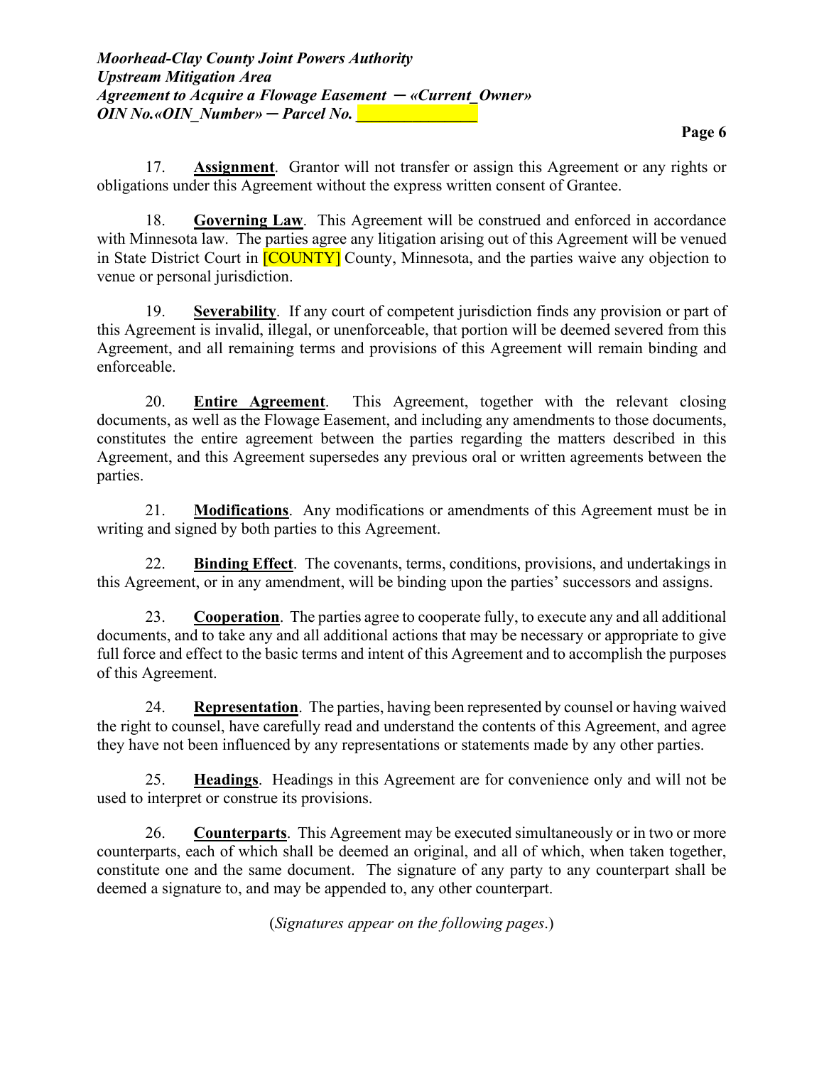17. **Assignment**. Grantor will not transfer or assign this Agreement or any rights or obligations under this Agreement without the express written consent of Grantee.

18. **Governing Law**. This Agreement will be construed and enforced in accordance with Minnesota law. The parties agree any litigation arising out of this Agreement will be venued in State District Court in [COUNTY] County, Minnesota, and the parties waive any objection to venue or personal jurisdiction.

19. **Severability**. If any court of competent jurisdiction finds any provision or part of this Agreement is invalid, illegal, or unenforceable, that portion will be deemed severed from this Agreement, and all remaining terms and provisions of this Agreement will remain binding and enforceable.

20. **Entire Agreement**. This Agreement, together with the relevant closing documents, as well as the Flowage Easement, and including any amendments to those documents, constitutes the entire agreement between the parties regarding the matters described in this Agreement, and this Agreement supersedes any previous oral or written agreements between the parties.

21. **Modifications**. Any modifications or amendments of this Agreement must be in writing and signed by both parties to this Agreement.

22. **Binding Effect**. The covenants, terms, conditions, provisions, and undertakings in this Agreement, or in any amendment, will be binding upon the parties' successors and assigns.

23. **Cooperation**. The parties agree to cooperate fully, to execute any and all additional documents, and to take any and all additional actions that may be necessary or appropriate to give full force and effect to the basic terms and intent of this Agreement and to accomplish the purposes of this Agreement.

24. **Representation**. The parties, having been represented by counsel or having waived the right to counsel, have carefully read and understand the contents of this Agreement, and agree they have not been influenced by any representations or statements made by any other parties.

25. **Headings**. Headings in this Agreement are for convenience only and will not be used to interpret or construe its provisions.

26. **Counterparts**. This Agreement may be executed simultaneously or in two or more counterparts, each of which shall be deemed an original, and all of which, when taken together, constitute one and the same document. The signature of any party to any counterpart shall be deemed a signature to, and may be appended to, any other counterpart.

(*Signatures appear on the following pages*.)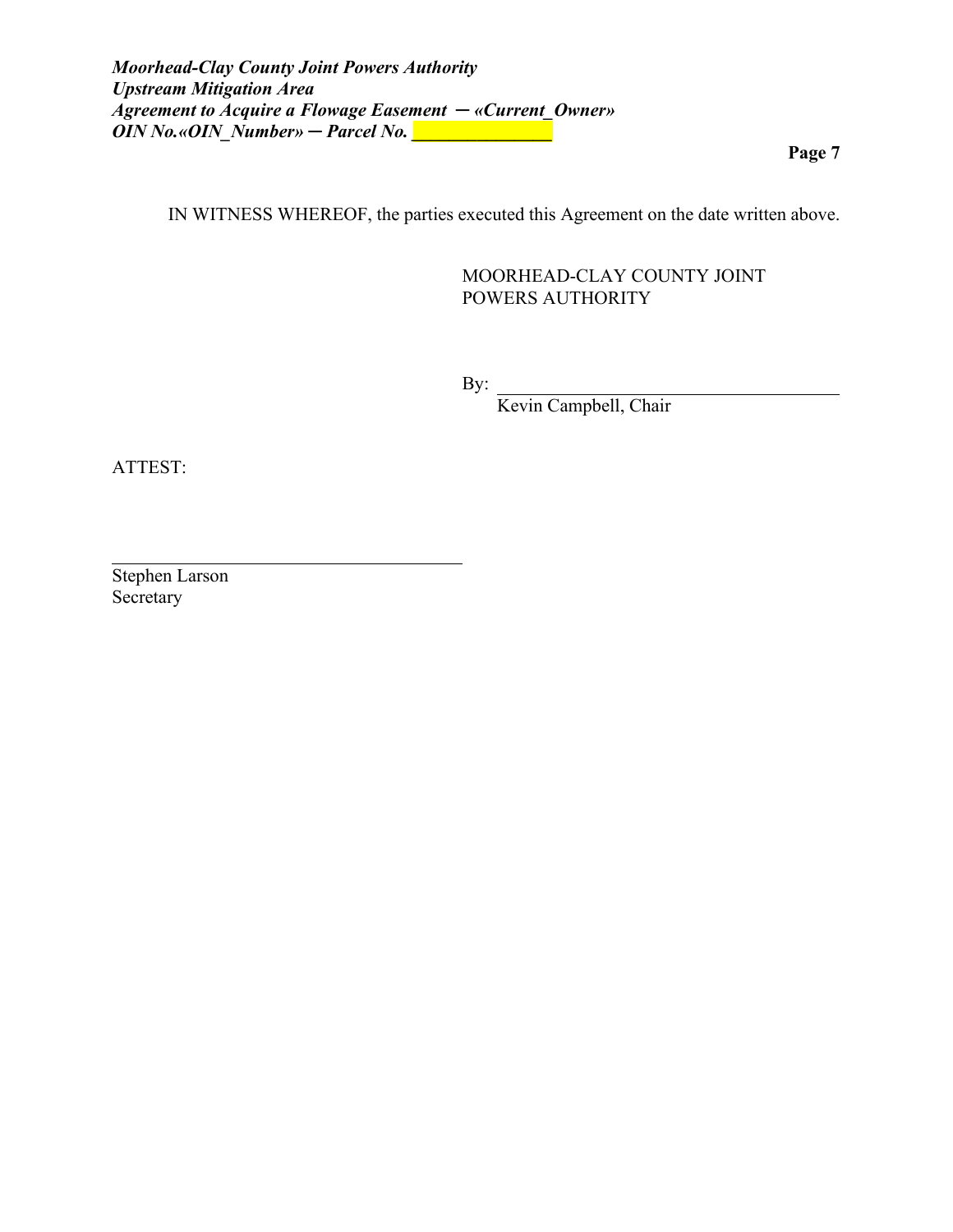IN WITNESS WHEREOF, the parties executed this Agreement on the date written above.

MOORHEAD-CLAY COUNTY JOINT POWERS AUTHORITY

By: ______________________________
Kevin Campbell, Chair

ATTEST:

______________________________
Stephen Larson
Secretary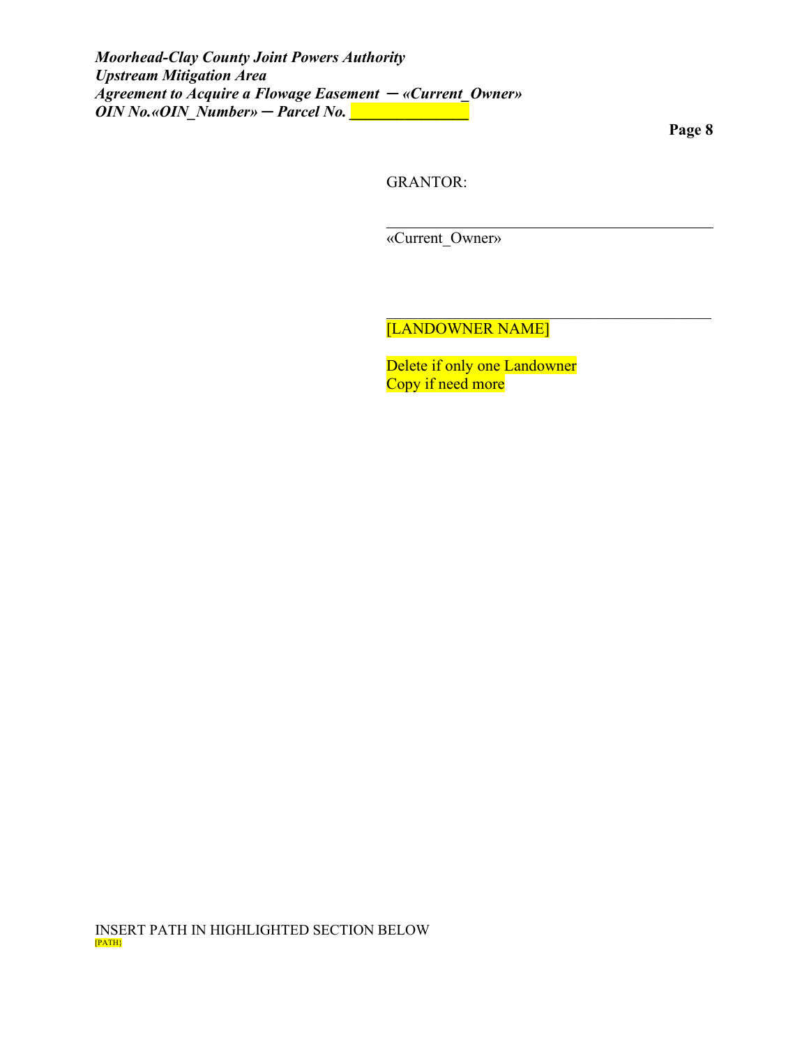GRANTOR:

\_\_\_\_\_\_\_\_\_\_\_\_\_\_\_\_\_\_\_\_\_\_\_\_\_\_\_\_\_\_\_\_\_\_\_\_\_\_\_\_

«Current_Owner»

\_\_\_\_\_\_\_\_\_\_\_\_\_\_\_\_\_\_\_\_\_\_\_\_\_\_\_\_\_\_\_\_\_\_\_\_\_\_\_\_

[LANDOWNER NAME]

Delete if only one Landowner
Copy if need more

INSERT PATH IN HIGHLIGHTED SECTION BELOW
{PATH}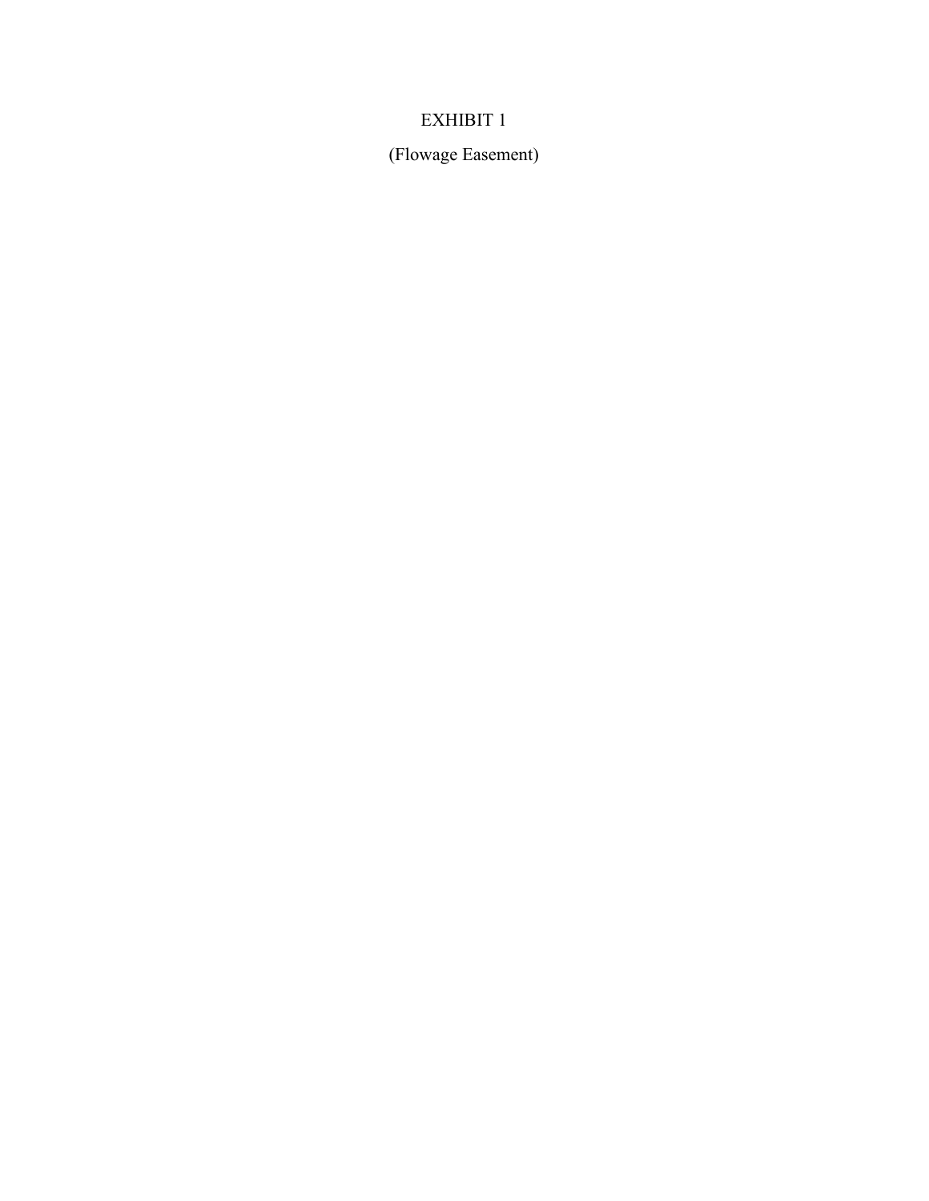# EXHIBIT 1

(Flowage Easement)